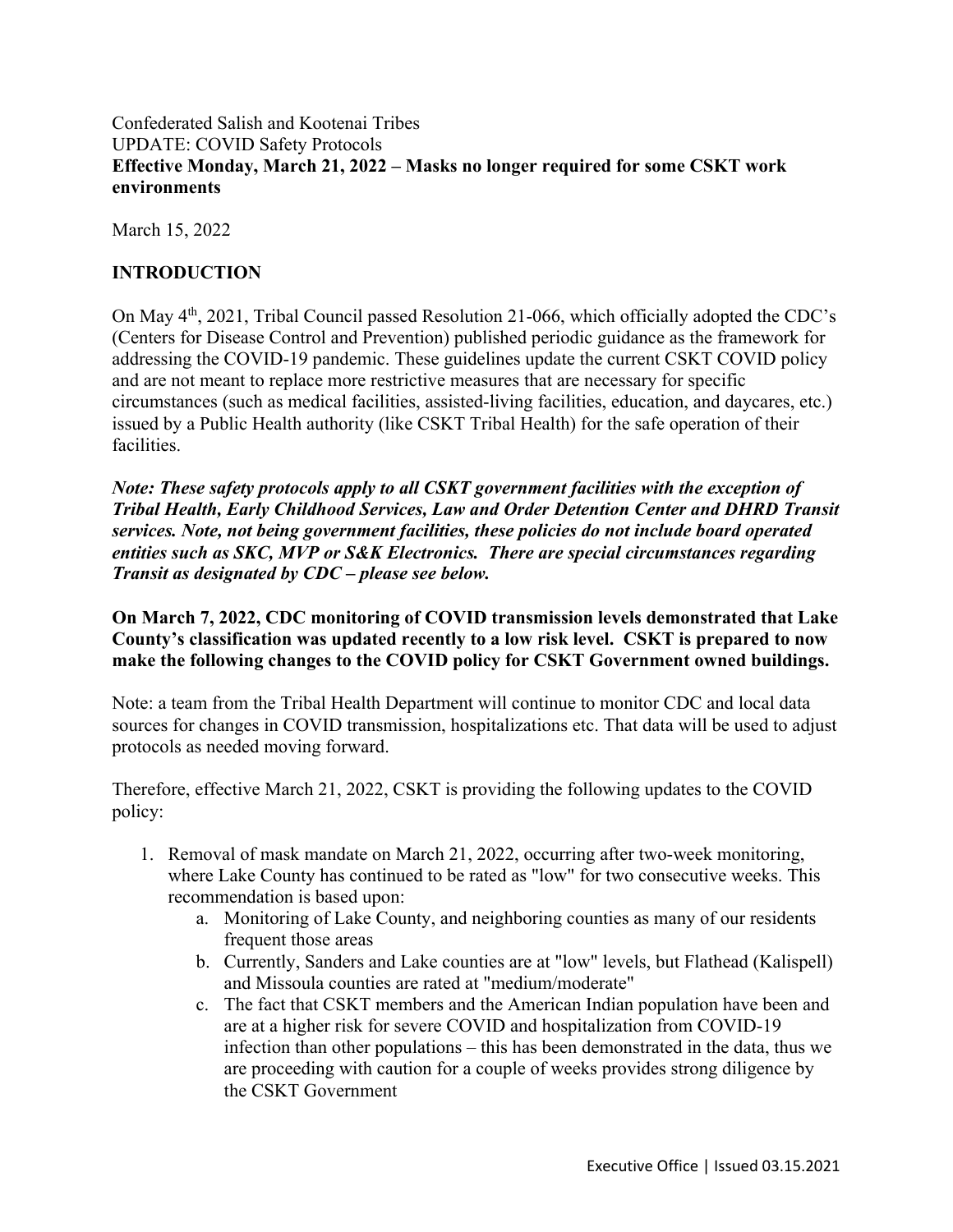Confederated Salish and Kootenai Tribes
UPDATE: COVID Safety Protocols
**Effective Monday, March 21, 2022 – Masks no longer required for some CSKT work environments**

March 15, 2022

## INTRODUCTION

On May 4th, 2021, Tribal Council passed Resolution 21-066, which officially adopted the CDC's (Centers for Disease Control and Prevention) published periodic guidance as the framework for addressing the COVID-19 pandemic. These guidelines update the current CSKT COVID policy and are not meant to replace more restrictive measures that are necessary for specific circumstances (such as medical facilities, assisted-living facilities, education, and daycares, etc.) issued by a Public Health authority (like CSKT Tribal Health) for the safe operation of their facilities.

***Note: These safety protocols apply to all CSKT government facilities with the exception of Tribal Health, Early Childhood Services, Law and Order Detention Center and DHRD Transit services. Note, not being government facilities, these policies do not include board operated entities such as SKC, MVP or S&K Electronics. There are special circumstances regarding Transit as designated by CDC – please see below.***

**On March 7, 2022, CDC monitoring of COVID transmission levels demonstrated that Lake County's classification was updated recently to a low risk level. CSKT is prepared to now make the following changes to the COVID policy for CSKT Government owned buildings.**

Note: a team from the Tribal Health Department will continue to monitor CDC and local data sources for changes in COVID transmission, hospitalizations etc. That data will be used to adjust protocols as needed moving forward.

Therefore, effective March 21, 2022, CSKT is providing the following updates to the COVID policy:

1. Removal of mask mandate on March 21, 2022, occurring after two-week monitoring, where Lake County has continued to be rated as "low" for two consecutive weeks. This recommendation is based upon:
   a. Monitoring of Lake County, and neighboring counties as many of our residents frequent those areas
   b. Currently, Sanders and Lake counties are at "low" levels, but Flathead (Kalispell) and Missoula counties are rated at "medium/moderate"
   c. The fact that CSKT members and the American Indian population have been and are at a higher risk for severe COVID and hospitalization from COVID-19 infection than other populations – this has been demonstrated in the data, thus we are proceeding with caution for a couple of weeks provides strong diligence by the CSKT Government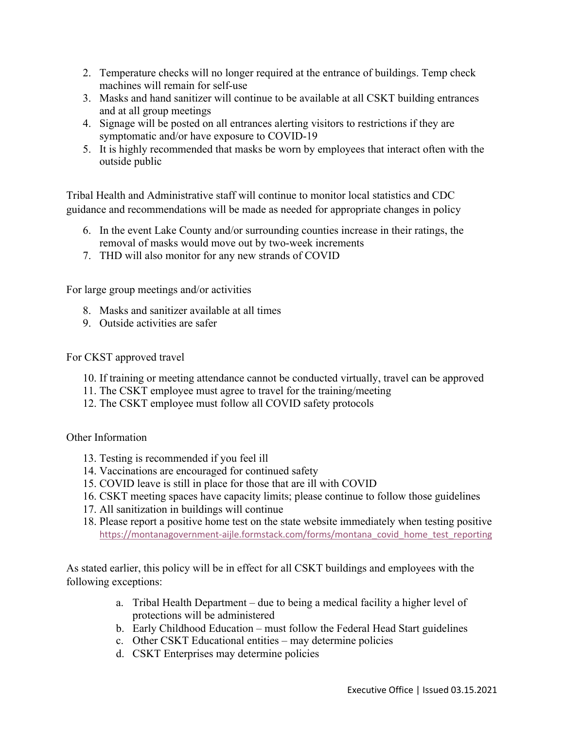2. Temperature checks will no longer required at the entrance of buildings. Temp check machines will remain for self-use
3. Masks and hand sanitizer will continue to be available at all CSKT building entrances and at all group meetings
4. Signage will be posted on all entrances alerting visitors to restrictions if they are symptomatic and/or have exposure to COVID-19
5. It is highly recommended that masks be worn by employees that interact often with the outside public

Tribal Health and Administrative staff will continue to monitor local statistics and CDC guidance and recommendations will be made as needed for appropriate changes in policy

6. In the event Lake County and/or surrounding counties increase in their ratings, the removal of masks would move out by two-week increments
7. THD will also monitor for any new strands of COVID

For large group meetings and/or activities

8. Masks and sanitizer available at all times
9. Outside activities are safer

For CKST approved travel

10. If training or meeting attendance cannot be conducted virtually, travel can be approved
11. The CSKT employee must agree to travel for the training/meeting
12. The CSKT employee must follow all COVID safety protocols

Other Information

13. Testing is recommended if you feel ill
14. Vaccinations are encouraged for continued safety
15. COVID leave is still in place for those that are ill with COVID
16. CSKT meeting spaces have capacity limits; please continue to follow those guidelines
17. All sanitization in buildings will continue
18. Please report a positive home test on the state website immediately when testing positive https://montanagovernment-aijle.formstack.com/forms/montana_covid_home_test_reporting

As stated earlier, this policy will be in effect for all CSKT buildings and employees with the following exceptions:

a. Tribal Health Department – due to being a medical facility a higher level of protections will be administered
b. Early Childhood Education – must follow the Federal Head Start guidelines
c. Other CSKT Educational entities – may determine policies
d. CSKT Enterprises may determine policies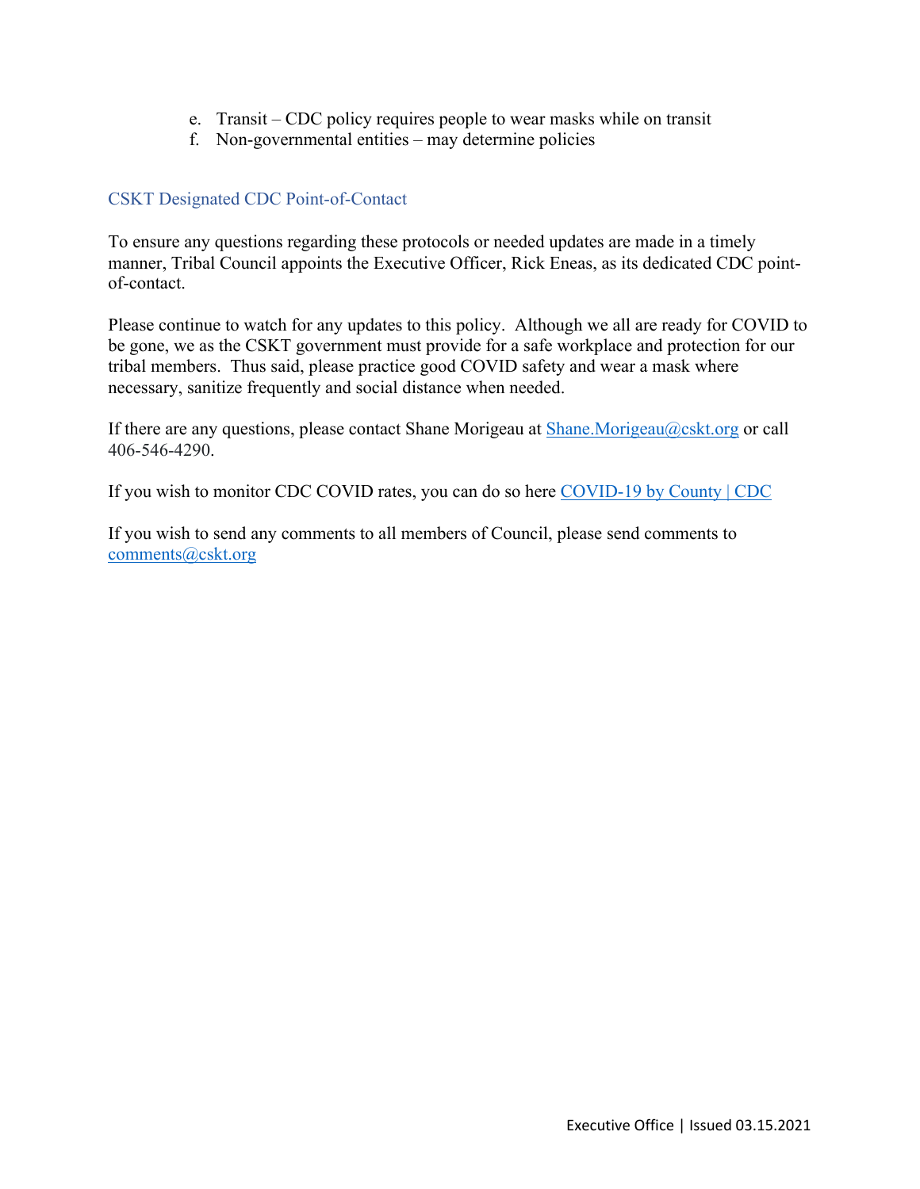e. Transit – CDC policy requires people to wear masks while on transit
f. Non-governmental entities – may determine policies

## CSKT Designated CDC Point-of-Contact

To ensure any questions regarding these protocols or needed updates are made in a timely manner, Tribal Council appoints the Executive Officer, Rick Eneas, as its dedicated CDC point-of-contact.

Please continue to watch for any updates to this policy. Although we all are ready for COVID to be gone, we as the CSKT government must provide for a safe workplace and protection for our tribal members. Thus said, please practice good COVID safety and wear a mask where necessary, sanitize frequently and social distance when needed.

If there are any questions, please contact Shane Morigeau at Shane.Morigeau@cskt.org or call 406-546-4290.

If you wish to monitor CDC COVID rates, you can do so here COVID-19 by County | CDC

If you wish to send any comments to all members of Council, please send comments to comments@cskt.org

Executive Office | Issued 03.15.2021